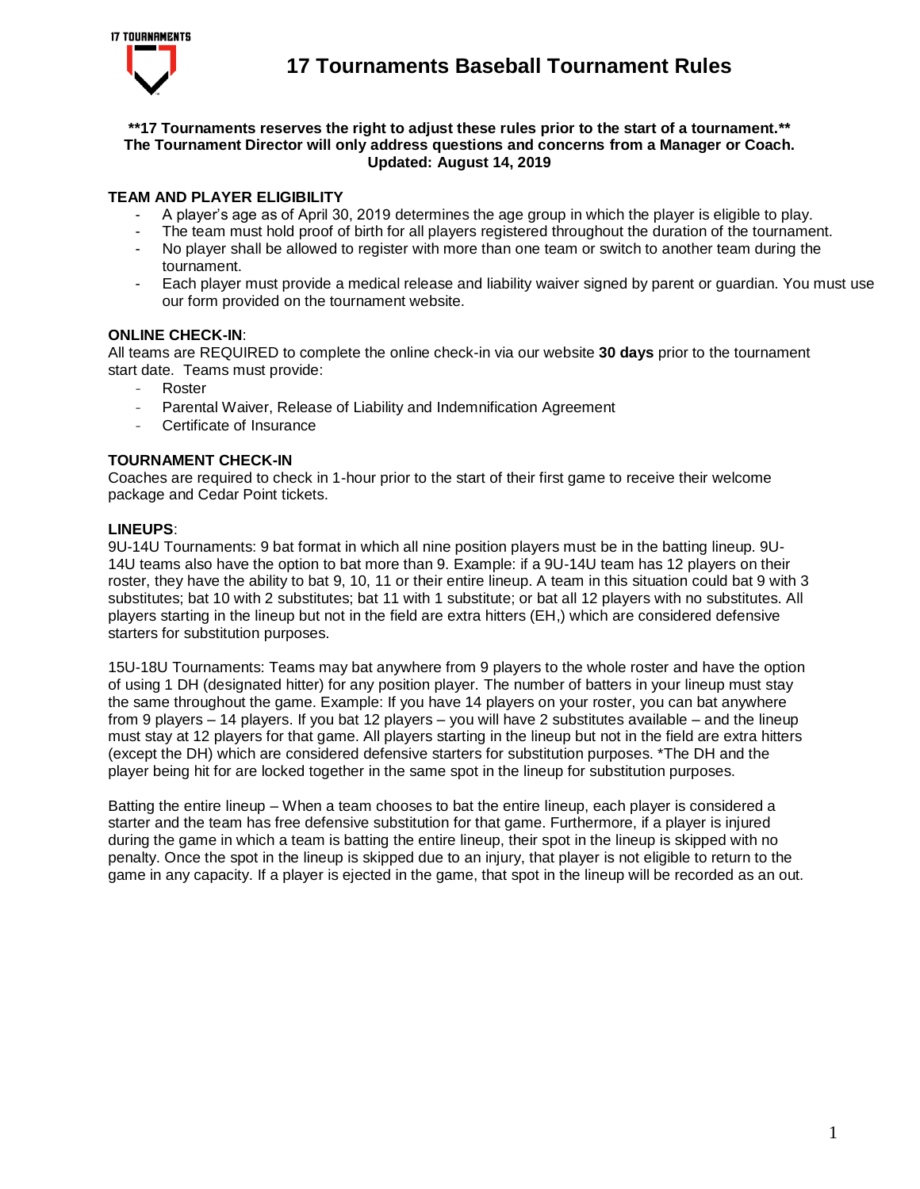# 17 Tournaments Baseball Tournament Rules

**\*\*17 Tournaments reserves the right to adjust these rules prior to the start of a tournament.\*\***
**The Tournament Director will only address questions and concerns from a Manager or Coach.**
**Updated: August 14, 2019**

### TEAM AND PLAYER ELIGIBILITY

- A player's age as of April 30, 2019 determines the age group in which the player is eligible to play.
- The team must hold proof of birth for all players registered throughout the duration of the tournament.
- No player shall be allowed to register with more than one team or switch to another team during the tournament.
- Each player must provide a medical release and liability waiver signed by parent or guardian. You must use our form provided on the tournament website.

### ONLINE CHECK-IN:

All teams are REQUIRED to complete the online check-in via our website **30 days** prior to the tournament start date. Teams must provide:

- Roster
- Parental Waiver, Release of Liability and Indemnification Agreement
- Certificate of Insurance

### TOURNAMENT CHECK-IN

Coaches are required to check in 1-hour prior to the start of their first game to receive their welcome package and Cedar Point tickets.

### LINEUPS:

9U-14U Tournaments: 9 bat format in which all nine position players must be in the batting lineup. 9U-14U teams also have the option to bat more than 9. Example: if a 9U-14U team has 12 players on their roster, they have the ability to bat 9, 10, 11 or their entire lineup. A team in this situation could bat 9 with 3 substitutes; bat 10 with 2 substitutes; bat 11 with 1 substitute; or bat all 12 players with no substitutes. All players starting in the lineup but not in the field are extra hitters (EH,) which are considered defensive starters for substitution purposes.

15U-18U Tournaments: Teams may bat anywhere from 9 players to the whole roster and have the option of using 1 DH (designated hitter) for any position player. The number of batters in your lineup must stay the same throughout the game. Example: If you have 14 players on your roster, you can bat anywhere from 9 players – 14 players. If you bat 12 players – you will have 2 substitutes available – and the lineup must stay at 12 players for that game. All players starting in the lineup but not in the field are extra hitters (except the DH) which are considered defensive starters for substitution purposes. *The DH and the player being hit for are locked together in the same spot in the lineup for substitution purposes.

Batting the entire lineup – When a team chooses to bat the entire lineup, each player is considered a starter and the team has free defensive substitution for that game. Furthermore, if a player is injured during the game in which a team is batting the entire lineup, their spot in the lineup is skipped with no penalty. Once the spot in the lineup is skipped due to an injury, that player is not eligible to return to the game in any capacity. If a player is ejected in the game, that spot in the lineup will be recorded as an out.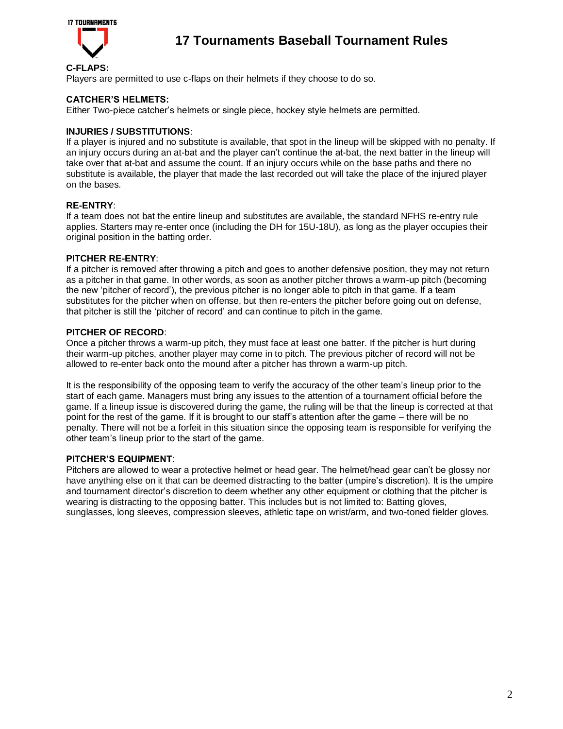**C-FLAPS:**
Players are permitted to use c-flaps on their helmets if they choose to do so.

**CATCHER'S HELMETS:**
Either Two-piece catcher's helmets or single piece, hockey style helmets are permitted.

**INJURIES / SUBSTITUTIONS**:
If a player is injured and no substitute is available, that spot in the lineup will be skipped with no penalty. If an injury occurs during an at-bat and the player can't continue the at-bat, the next batter in the lineup will take over that at-bat and assume the count. If an injury occurs while on the base paths and there no substitute is available, the player that made the last recorded out will take the place of the injured player on the bases.

**RE-ENTRY**:
If a team does not bat the entire lineup and substitutes are available, the standard NFHS re-entry rule applies. Starters may re-enter once (including the DH for 15U-18U), as long as the player occupies their original position in the batting order.

**PITCHER RE-ENTRY**:
If a pitcher is removed after throwing a pitch and goes to another defensive position, they may not return as a pitcher in that game. In other words, as soon as another pitcher throws a warm-up pitch (becoming the new 'pitcher of record'), the previous pitcher is no longer able to pitch in that game. If a team substitutes for the pitcher when on offense, but then re-enters the pitcher before going out on defense, that pitcher is still the 'pitcher of record' and can continue to pitch in the game.

**PITCHER OF RECORD**:
Once a pitcher throws a warm-up pitch, they must face at least one batter. If the pitcher is hurt during their warm-up pitches, another player may come in to pitch. The previous pitcher of record will not be allowed to re-enter back onto the mound after a pitcher has thrown a warm-up pitch.

It is the responsibility of the opposing team to verify the accuracy of the other team's lineup prior to the start of each game. Managers must bring any issues to the attention of a tournament official before the game. If a lineup issue is discovered during the game, the ruling will be that the lineup is corrected at that point for the rest of the game. If it is brought to our staff's attention after the game – there will be no penalty. There will not be a forfeit in this situation since the opposing team is responsible for verifying the other team's lineup prior to the start of the game.

**PITCHER'S EQUIPMENT**:
Pitchers are allowed to wear a protective helmet or head gear. The helmet/head gear can't be glossy nor have anything else on it that can be deemed distracting to the batter (umpire's discretion). It is the umpire and tournament director's discretion to deem whether any other equipment or clothing that the pitcher is wearing is distracting to the opposing batter. This includes but is not limited to: Batting gloves, sunglasses, long sleeves, compression sleeves, athletic tape on wrist/arm, and two-toned fielder gloves.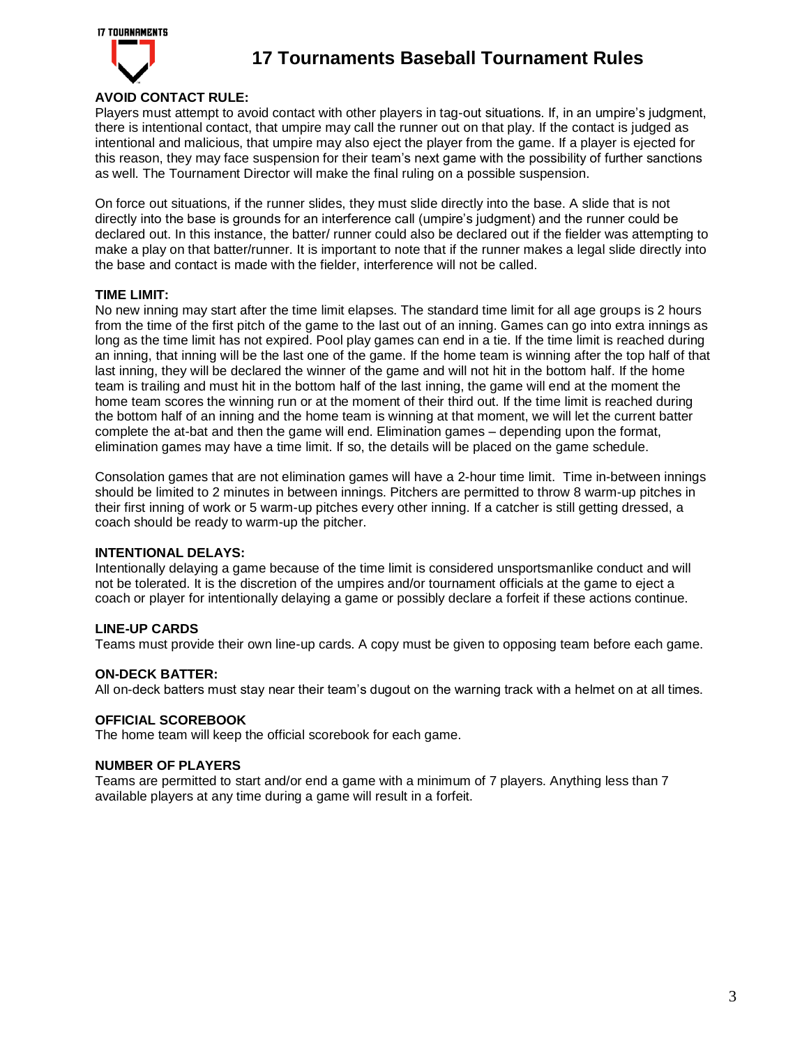# 17 Tournaments Baseball Tournament Rules

**AVOID CONTACT RULE:**

Players must attempt to avoid contact with other players in tag-out situations. If, in an umpire's judgment, there is intentional contact, that umpire may call the runner out on that play. If the contact is judged as intentional and malicious, that umpire may also eject the player from the game. If a player is ejected for this reason, they may face suspension for their team's next game with the possibility of further sanctions as well. The Tournament Director will make the final ruling on a possible suspension.

On force out situations, if the runner slides, they must slide directly into the base. A slide that is not directly into the base is grounds for an interference call (umpire's judgment) and the runner could be declared out. In this instance, the batter/ runner could also be declared out if the fielder was attempting to make a play on that batter/runner. It is important to note that if the runner makes a legal slide directly into the base and contact is made with the fielder, interference will not be called.

**TIME LIMIT:**

No new inning may start after the time limit elapses. The standard time limit for all age groups is 2 hours from the time of the first pitch of the game to the last out of an inning. Games can go into extra innings as long as the time limit has not expired. Pool play games can end in a tie. If the time limit is reached during an inning, that inning will be the last one of the game. If the home team is winning after the top half of that last inning, they will be declared the winner of the game and will not hit in the bottom half. If the home team is trailing and must hit in the bottom half of the last inning, the game will end at the moment the home team scores the winning run or at the moment of their third out. If the time limit is reached during the bottom half of an inning and the home team is winning at that moment, we will let the current batter complete the at-bat and then the game will end. Elimination games – depending upon the format, elimination games may have a time limit. If so, the details will be placed on the game schedule.

Consolation games that are not elimination games will have a 2-hour time limit. Time in-between innings should be limited to 2 minutes in between innings. Pitchers are permitted to throw 8 warm-up pitches in their first inning of work or 5 warm-up pitches every other inning. If a catcher is still getting dressed, a coach should be ready to warm-up the pitcher.

**INTENTIONAL DELAYS:**

Intentionally delaying a game because of the time limit is considered unsportsmanlike conduct and will not be tolerated. It is the discretion of the umpires and/or tournament officials at the game to eject a coach or player for intentionally delaying a game or possibly declare a forfeit if these actions continue.

**LINE-UP CARDS**

Teams must provide their own line-up cards. A copy must be given to opposing team before each game.

**ON-DECK BATTER:**

All on-deck batters must stay near their team's dugout on the warning track with a helmet on at all times.

**OFFICIAL SCOREBOOK**

The home team will keep the official scorebook for each game.

**NUMBER OF PLAYERS**

Teams are permitted to start and/or end a game with a minimum of 7 players. Anything less than 7 available players at any time during a game will result in a forfeit.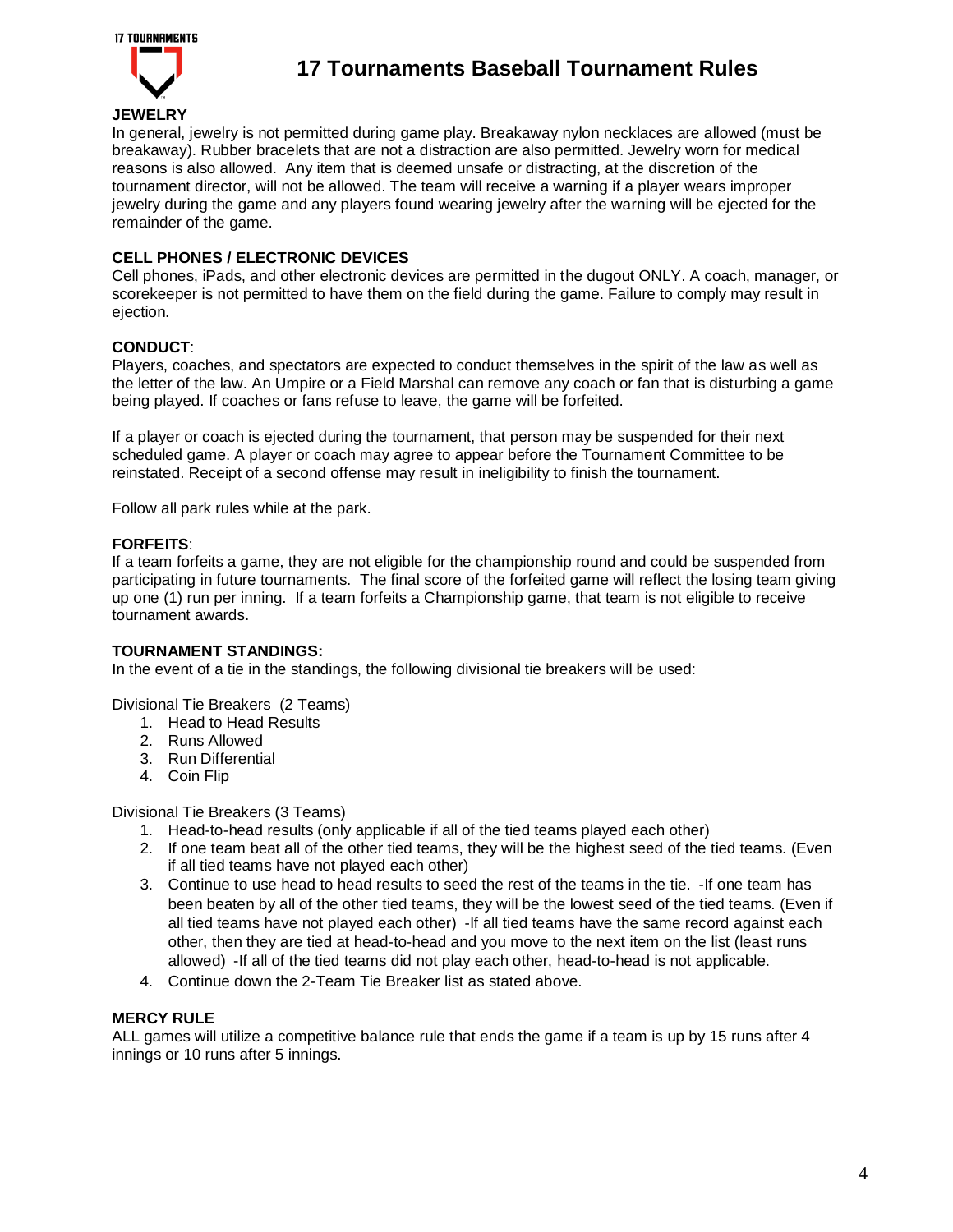**JEWELRY**

In general, jewelry is not permitted during game play. Breakaway nylon necklaces are allowed (must be breakaway). Rubber bracelets that are not a distraction are also permitted. Jewelry worn for medical reasons is also allowed. Any item that is deemed unsafe or distracting, at the discretion of the tournament director, will not be allowed. The team will receive a warning if a player wears improper jewelry during the game and any players found wearing jewelry after the warning will be ejected for the remainder of the game.

**CELL PHONES / ELECTRONIC DEVICES**

Cell phones, iPads, and other electronic devices are permitted in the dugout ONLY. A coach, manager, or scorekeeper is not permitted to have them on the field during the game. Failure to comply may result in ejection.

**CONDUCT**:

Players, coaches, and spectators are expected to conduct themselves in the spirit of the law as well as the letter of the law. An Umpire or a Field Marshal can remove any coach or fan that is disturbing a game being played. If coaches or fans refuse to leave, the game will be forfeited.

If a player or coach is ejected during the tournament, that person may be suspended for their next scheduled game. A player or coach may agree to appear before the Tournament Committee to be reinstated. Receipt of a second offense may result in ineligibility to finish the tournament.

Follow all park rules while at the park.

**FORFEITS**:

If a team forfeits a game, they are not eligible for the championship round and could be suspended from participating in future tournaments. The final score of the forfeited game will reflect the losing team giving up one (1) run per inning. If a team forfeits a Championship game, that team is not eligible to receive tournament awards.

**TOURNAMENT STANDINGS:**

In the event of a tie in the standings, the following divisional tie breakers will be used:

Divisional Tie Breakers (2 Teams)

1. Head to Head Results
2. Runs Allowed
3. Run Differential
4. Coin Flip

Divisional Tie Breakers (3 Teams)

1. Head-to-head results (only applicable if all of the tied teams played each other)
2. If one team beat all of the other tied teams, they will be the highest seed of the tied teams. (Even if all tied teams have not played each other)
3. Continue to use head to head results to seed the rest of the teams in the tie. -If one team has been beaten by all of the other tied teams, they will be the lowest seed of the tied teams. (Even if all tied teams have not played each other) -If all tied teams have the same record against each other, then they are tied at head-to-head and you move to the next item on the list (least runs allowed) -If all of the tied teams did not play each other, head-to-head is not applicable.
4. Continue down the 2-Team Tie Breaker list as stated above.

**MERCY RULE**

ALL games will utilize a competitive balance rule that ends the game if a team is up by 15 runs after 4 innings or 10 runs after 5 innings.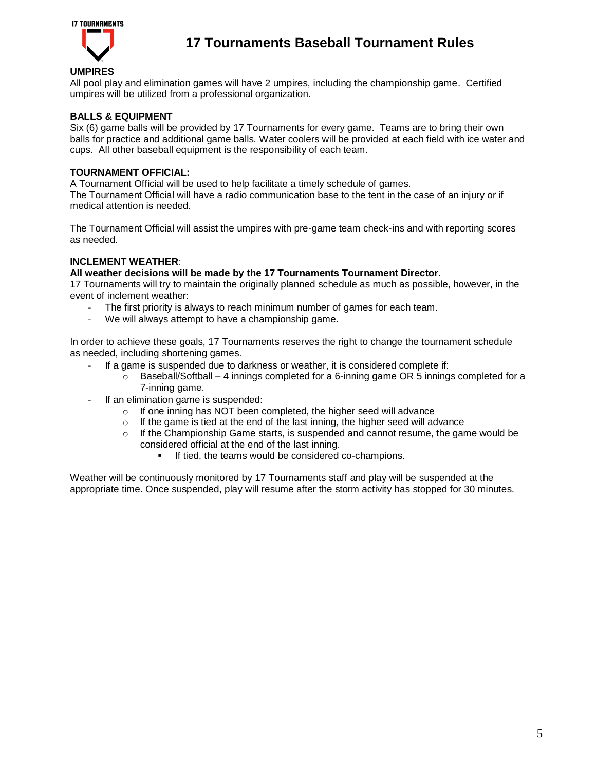# 17 Tournaments Baseball Tournament Rules

**UMPIRES**
All pool play and elimination games will have 2 umpires, including the championship game. Certified umpires will be utilized from a professional organization.

**BALLS & EQUIPMENT**
Six (6) game balls will be provided by 17 Tournaments for every game. Teams are to bring their own balls for practice and additional game balls. Water coolers will be provided at each field with ice water and cups. All other baseball equipment is the responsibility of each team.

**TOURNAMENT OFFICIAL:**
A Tournament Official will be used to help facilitate a timely schedule of games.
The Tournament Official will have a radio communication base to the tent in the case of an injury or if medical attention is needed.

The Tournament Official will assist the umpires with pre-game team check-ins and with reporting scores as needed.

**INCLEMENT WEATHER**:
**All weather decisions will be made by the 17 Tournaments Tournament Director.**
17 Tournaments will try to maintain the originally planned schedule as much as possible, however, in the event of inclement weather:

- The first priority is always to reach minimum number of games for each team.
- We will always attempt to have a championship game.

In order to achieve these goals, 17 Tournaments reserves the right to change the tournament schedule as needed, including shortening games.

- If a game is suspended due to darkness or weather, it is considered complete if:
    - Baseball/Softball – 4 innings completed for a 6-inning game OR 5 innings completed for a 7-inning game.
- If an elimination game is suspended:
    - If one inning has NOT been completed, the higher seed will advance
    - If the game is tied at the end of the last inning, the higher seed will advance
    - If the Championship Game starts, is suspended and cannot resume, the game would be considered official at the end of the last inning.
        - If tied, the teams would be considered co-champions.

Weather will be continuously monitored by 17 Tournaments staff and play will be suspended at the appropriate time. Once suspended, play will resume after the storm activity has stopped for 30 minutes.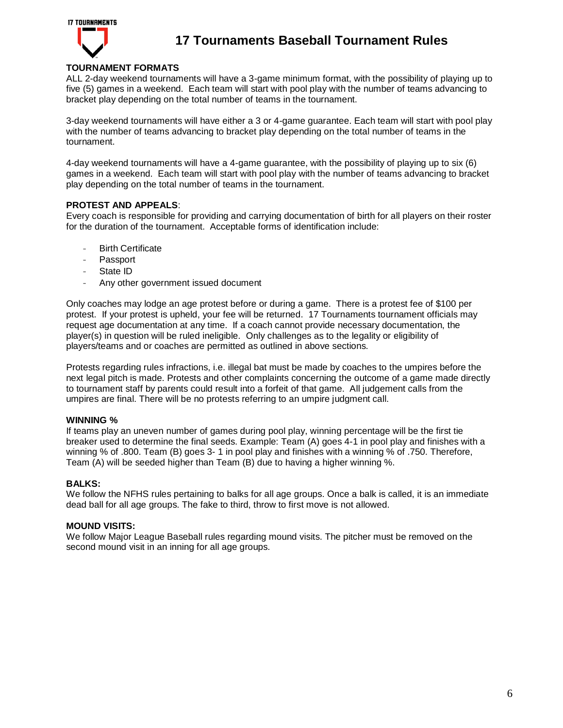# 17 Tournaments Baseball Tournament Rules

**TOURNAMENT FORMATS**

ALL 2-day weekend tournaments will have a 3-game minimum format, with the possibility of playing up to five (5) games in a weekend. Each team will start with pool play with the number of teams advancing to bracket play depending on the total number of teams in the tournament.

3-day weekend tournaments will have either a 3 or 4-game guarantee. Each team will start with pool play with the number of teams advancing to bracket play depending on the total number of teams in the tournament.

4-day weekend tournaments will have a 4-game guarantee, with the possibility of playing up to six (6) games in a weekend. Each team will start with pool play with the number of teams advancing to bracket play depending on the total number of teams in the tournament.

**PROTEST AND APPEALS**:

Every coach is responsible for providing and carrying documentation of birth for all players on their roster for the duration of the tournament. Acceptable forms of identification include:

- Birth Certificate
- Passport
- State ID
- Any other government issued document

Only coaches may lodge an age protest before or during a game. There is a protest fee of $100 per protest. If your protest is upheld, your fee will be returned. 17 Tournaments tournament officials may request age documentation at any time. If a coach cannot provide necessary documentation, the player(s) in question will be ruled ineligible. Only challenges as to the legality or eligibility of players/teams and or coaches are permitted as outlined in above sections.

Protests regarding rules infractions, i.e. illegal bat must be made by coaches to the umpires before the next legal pitch is made. Protests and other complaints concerning the outcome of a game made directly to tournament staff by parents could result into a forfeit of that game. All judgement calls from the umpires are final. There will be no protests referring to an umpire judgment call.

**WINNING %**

If teams play an uneven number of games during pool play, winning percentage will be the first tie breaker used to determine the final seeds. Example: Team (A) goes 4-1 in pool play and finishes with a winning % of .800. Team (B) goes 3- 1 in pool play and finishes with a winning % of .750. Therefore, Team (A) will be seeded higher than Team (B) due to having a higher winning %.

**BALKS:**

We follow the NFHS rules pertaining to balks for all age groups. Once a balk is called, it is an immediate dead ball for all age groups. The fake to third, throw to first move is not allowed.

**MOUND VISITS:**

We follow Major League Baseball rules regarding mound visits. The pitcher must be removed on the second mound visit in an inning for all age groups.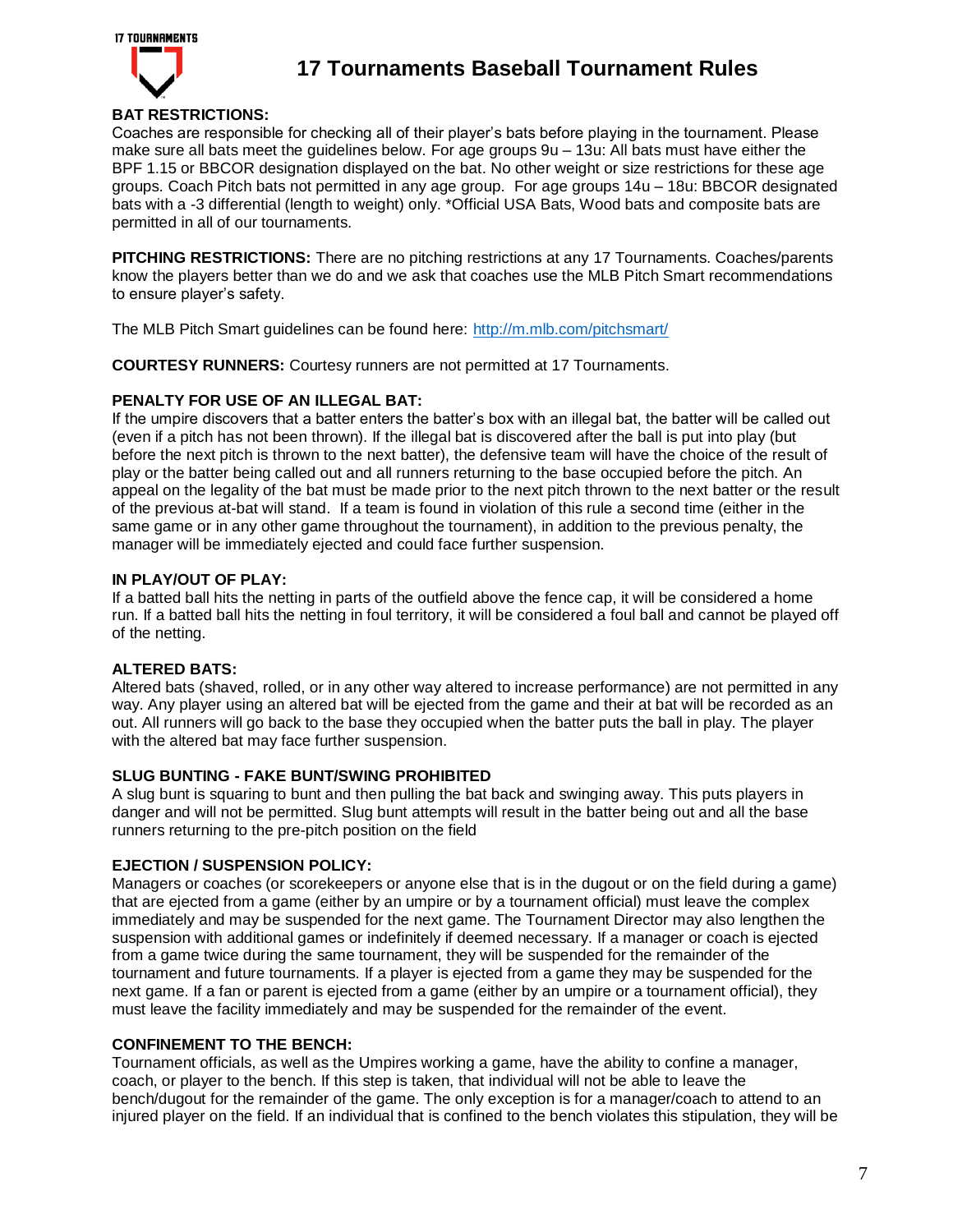# 17 Tournaments Baseball Tournament Rules

**BAT RESTRICTIONS:**
Coaches are responsible for checking all of their player's bats before playing in the tournament. Please make sure all bats meet the guidelines below. For age groups 9u – 13u: All bats must have either the BPF 1.15 or BBCOR designation displayed on the bat. No other weight or size restrictions for these age groups. Coach Pitch bats not permitted in any age group. For age groups 14u – 18u: BBCOR designated bats with a -3 differential (length to weight) only. *Official USA Bats, Wood bats and composite bats are permitted in all of our tournaments.

**PITCHING RESTRICTIONS:** There are no pitching restrictions at any 17 Tournaments. Coaches/parents know the players better than we do and we ask that coaches use the MLB Pitch Smart recommendations to ensure player's safety.

The MLB Pitch Smart guidelines can be found here: http://m.mlb.com/pitchsmart/

**COURTESY RUNNERS:** Courtesy runners are not permitted at 17 Tournaments.

**PENALTY FOR USE OF AN ILLEGAL BAT:**
If the umpire discovers that a batter enters the batter's box with an illegal bat, the batter will be called out (even if a pitch has not been thrown). If the illegal bat is discovered after the ball is put into play (but before the next pitch is thrown to the next batter), the defensive team will have the choice of the result of play or the batter being called out and all runners returning to the base occupied before the pitch. An appeal on the legality of the bat must be made prior to the next pitch thrown to the next batter or the result of the previous at-bat will stand. If a team is found in violation of this rule a second time (either in the same game or in any other game throughout the tournament), in addition to the previous penalty, the manager will be immediately ejected and could face further suspension.

**IN PLAY/OUT OF PLAY:**
If a batted ball hits the netting in parts of the outfield above the fence cap, it will be considered a home run. If a batted ball hits the netting in foul territory, it will be considered a foul ball and cannot be played off of the netting.

**ALTERED BATS:**
Altered bats (shaved, rolled, or in any other way altered to increase performance) are not permitted in any way. Any player using an altered bat will be ejected from the game and their at bat will be recorded as an out. All runners will go back to the base they occupied when the batter puts the ball in play. The player with the altered bat may face further suspension.

**SLUG BUNTING - FAKE BUNT/SWING PROHIBITED**
A slug bunt is squaring to bunt and then pulling the bat back and swinging away. This puts players in danger and will not be permitted. Slug bunt attempts will result in the batter being out and all the base runners returning to the pre-pitch position on the field

**EJECTION / SUSPENSION POLICY:**
Managers or coaches (or scorekeepers or anyone else that is in the dugout or on the field during a game) that are ejected from a game (either by an umpire or by a tournament official) must leave the complex immediately and may be suspended for the next game. The Tournament Director may also lengthen the suspension with additional games or indefinitely if deemed necessary. If a manager or coach is ejected from a game twice during the same tournament, they will be suspended for the remainder of the tournament and future tournaments. If a player is ejected from a game they may be suspended for the next game. If a fan or parent is ejected from a game (either by an umpire or a tournament official), they must leave the facility immediately and may be suspended for the remainder of the event.

**CONFINEMENT TO THE BENCH:**
Tournament officials, as well as the Umpires working a game, have the ability to confine a manager, coach, or player to the bench. If this step is taken, that individual will not be able to leave the bench/dugout for the remainder of the game. The only exception is for a manager/coach to attend to an injured player on the field. If an individual that is confined to the bench violates this stipulation, they will be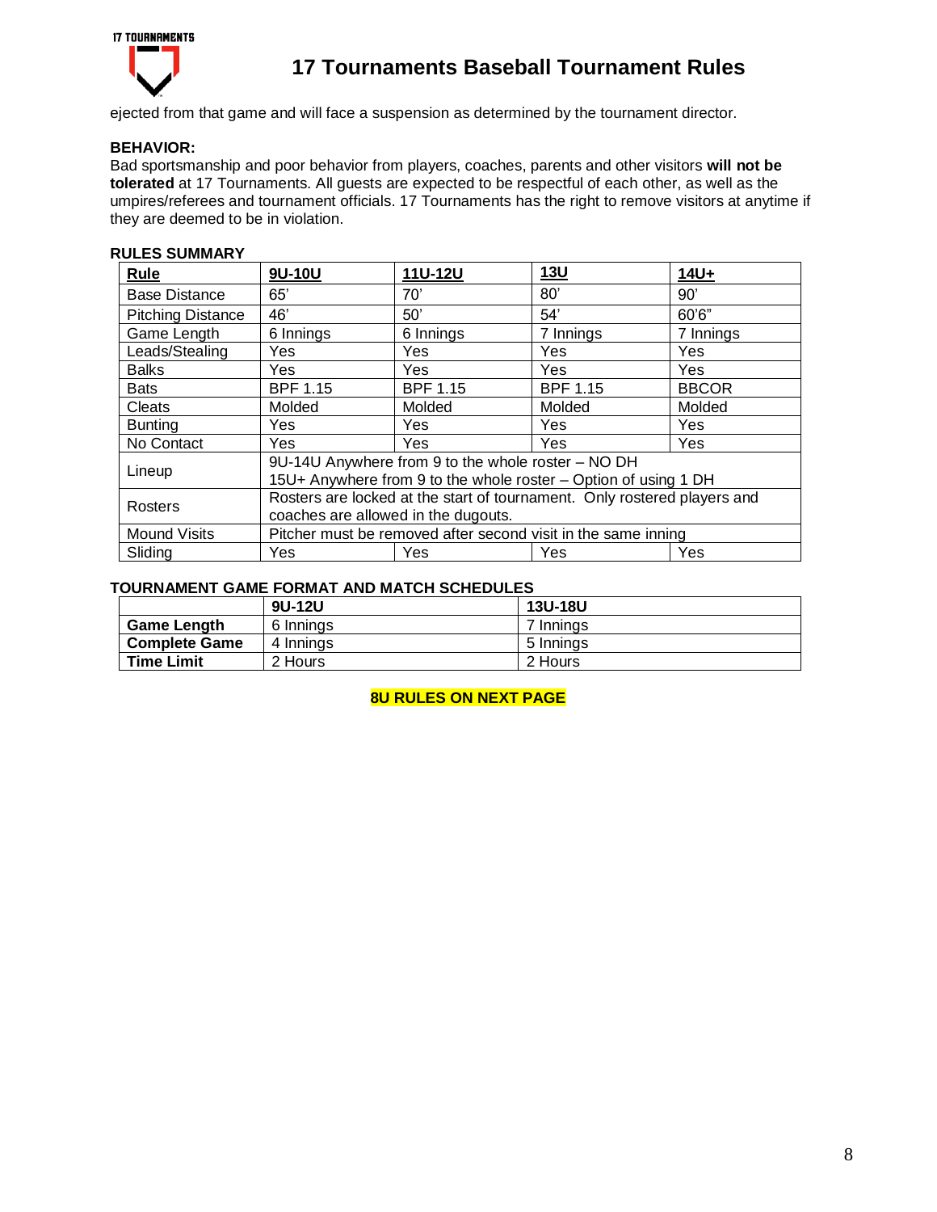ejected from that game and will face a suspension as determined by the tournament director.

**BEHAVIOR:**
Bad sportsmanship and poor behavior from players, coaches, parents and other visitors **will not be tolerated** at 17 Tournaments. All guests are expected to be respectful of each other, as well as the umpires/referees and tournament officials. 17 Tournaments has the right to remove visitors at anytime if they are deemed to be in violation.

**RULES SUMMARY**

| Rule | 9U-10U | 11U-12U | 13U | 14U+ |
|---|---|---|---|---|
| Base Distance | 65' | 70' | 80' | 90' |
| Pitching Distance | 46' | 50' | 54' | 60'6" |
| Game Length | 6 Innings | 6 Innings | 7 Innings | 7 Innings |
| Leads/Stealing | Yes | Yes | Yes | Yes |
| Balks | Yes | Yes | Yes | Yes |
| Bats | BPF 1.15 | BPF 1.15 | BPF 1.15 | BBCOR |
| Cleats | Molded | Molded | Molded | Molded |
| Bunting | Yes | Yes | Yes | Yes |
| No Contact | Yes | Yes | Yes | Yes |
| Lineup | 9U-14U Anywhere from 9 to the whole roster – NO DH<br>15U+ Anywhere from 9 to the whole roster – Option of using 1 DH | | | |
| Rosters | Rosters are locked at the start of tournament. Only rostered players and coaches are allowed in the dugouts. | | | |
| Mound Visits | Pitcher must be removed after second visit in the same inning | | | |
| Sliding | Yes | Yes | Yes | Yes |

**TOURNAMENT GAME FORMAT AND MATCH SCHEDULES**

| | 9U-12U | 13U-18U |
|---|---|---|
| **Game Length** | 6 Innings | 7 Innings |
| **Complete Game** | 4 Innings | 5 Innings |
| **Time Limit** | 2 Hours | 2 Hours |

**8U RULES ON NEXT PAGE**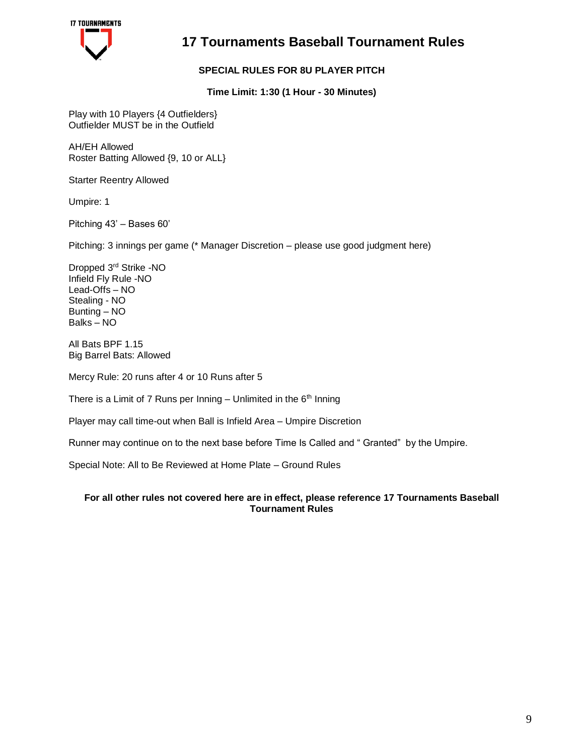# 17 Tournaments Baseball Tournament Rules

### SPECIAL RULES FOR 8U PLAYER PITCH

**Time Limit: 1:30 (1 Hour - 30 Minutes)**

Play with 10 Players {4 Outfielders}
Outfielder MUST be in the Outfield

AH/EH Allowed
Roster Batting Allowed {9, 10 or ALL}

Starter Reentry Allowed

Umpire: 1

Pitching 43' – Bases 60'

Pitching: 3 innings per game (* Manager Discretion – please use good judgment here)

Dropped 3rd Strike -NO
Infield Fly Rule -NO
Lead-Offs – NO
Stealing - NO
Bunting – NO
Balks – NO

All Bats BPF 1.15
Big Barrel Bats: Allowed

Mercy Rule: 20 runs after 4 or 10 Runs after 5

There is a Limit of 7 Runs per Inning – Unlimited in the 6th Inning

Player may call time-out when Ball is Infield Area – Umpire Discretion

Runner may continue on to the next base before Time Is Called and " Granted" by the Umpire.

Special Note: All to Be Reviewed at Home Plate – Ground Rules

**For all other rules not covered here are in effect, please reference 17 Tournaments Baseball Tournament Rules**